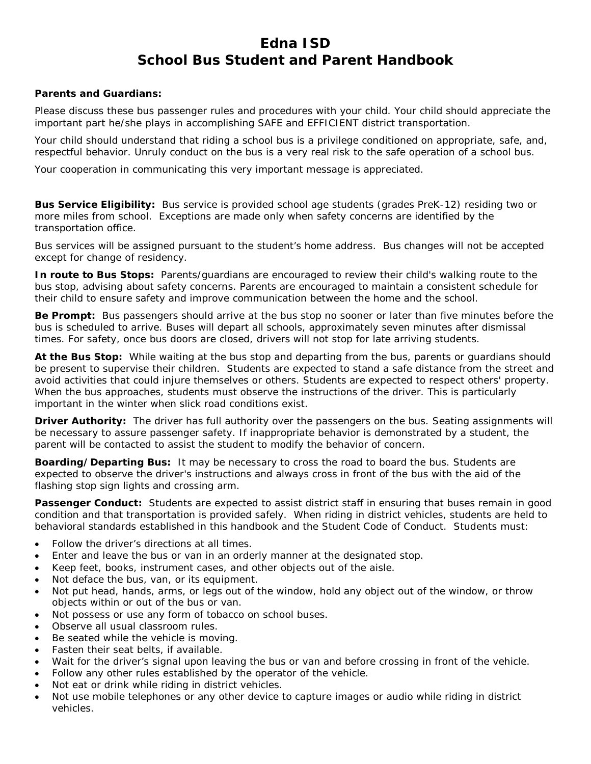# Edna ISD
# School Bus Student and Parent Handbook

**Parents and Guardians:**

Please discuss these bus passenger rules and procedures with your child. Your child should appreciate the important part he/she plays in accomplishing SAFE and EFFICIENT district transportation.

Your child should understand that riding a school bus is a privilege conditioned on appropriate, safe, and, respectful behavior. Unruly conduct on the bus is a very real risk to the safe operation of a school bus.

Your cooperation in communicating this very important message is appreciated.

**Bus Service Eligibility:** Bus service is provided school age students (grades PreK-12) residing two or more miles from school. Exceptions are made only when safety concerns are identified by the transportation office.

Bus services will be assigned pursuant to the student's home address. Bus changes will not be accepted except for change of residency.

**In route to Bus Stops:** Parents/guardians are encouraged to review their child's walking route to the bus stop, advising about safety concerns. Parents are encouraged to maintain a consistent schedule for their child to ensure safety and improve communication between the home and the school.

**Be Prompt:** Bus passengers should arrive at the bus stop no sooner or later than five minutes before the bus is scheduled to arrive. Buses will depart all schools, approximately seven minutes after dismissal times. For safety, once bus doors are closed, drivers will not stop for late arriving students.

**At the Bus Stop:** While waiting at the bus stop and departing from the bus, parents or guardians should be present to supervise their children. Students are expected to stand a safe distance from the street and avoid activities that could injure themselves or others. Students are expected to respect others' property. When the bus approaches, students must observe the instructions of the driver. This is particularly important in the winter when slick road conditions exist.

**Driver Authority:** The driver has full authority over the passengers on the bus. Seating assignments will be necessary to assure passenger safety. If inappropriate behavior is demonstrated by a student, the parent will be contacted to assist the student to modify the behavior of concern.

**Boarding/Departing Bus:** It may be necessary to cross the road to board the bus. Students are expected to observe the driver's instructions and always cross in front of the bus with the aid of the flashing stop sign lights and crossing arm.

**Passenger Conduct:** Students are expected to assist district staff in ensuring that buses remain in good condition and that transportation is provided safely. When riding in district vehicles, students are held to behavioral standards established in this handbook and the Student Code of Conduct. Students must:

- Follow the driver's directions at all times.
- Enter and leave the bus or van in an orderly manner at the designated stop.
- Keep feet, books, instrument cases, and other objects out of the aisle.
- Not deface the bus, van, or its equipment.
- Not put head, hands, arms, or legs out of the window, hold any object out of the window, or throw objects within or out of the bus or van.
- Not possess or use any form of tobacco on school buses.
- Observe all usual classroom rules.
- Be seated while the vehicle is moving.
- Fasten their seat belts, if available.
- Wait for the driver's signal upon leaving the bus or van and before crossing in front of the vehicle.
- Follow any other rules established by the operator of the vehicle.
- Not eat or drink while riding in district vehicles.
- Not use mobile telephones or any other device to capture images or audio while riding in district vehicles.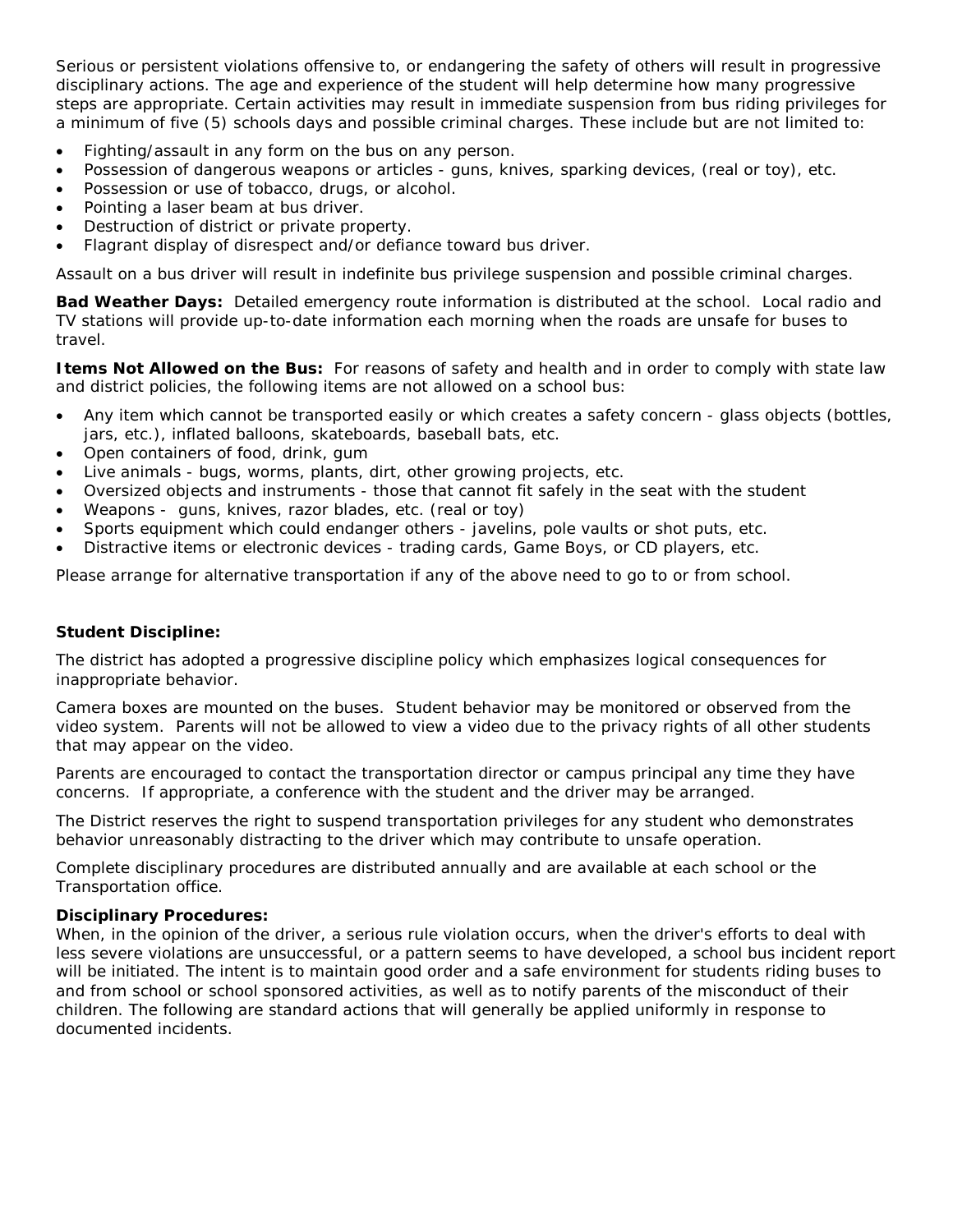Serious or persistent violations offensive to, or endangering the safety of others will result in progressive disciplinary actions. The age and experience of the student will help determine how many progressive steps are appropriate. Certain activities may result in immediate suspension from bus riding privileges for a minimum of five (5) schools days and possible criminal charges. These include but are not limited to:

- Fighting/assault in any form on the bus on any person.
- Possession of dangerous weapons or articles - guns, knives, sparking devices, (real or toy), etc.
- Possession or use of tobacco, drugs, or alcohol.
- Pointing a laser beam at bus driver.
- Destruction of district or private property.
- Flagrant display of disrespect and/or defiance toward bus driver.

Assault on a bus driver will result in indefinite bus privilege suspension and possible criminal charges.

**Bad Weather Days:** Detailed emergency route information is distributed at the school. Local radio and TV stations will provide up-to-date information each morning when the roads are unsafe for buses to travel.

**Items Not Allowed on the Bus:** For reasons of safety and health and in order to comply with state law and district policies, the following items are not allowed on a school bus:

- Any item which cannot be transported easily or which creates a safety concern - glass objects (bottles, jars, etc.), inflated balloons, skateboards, baseball bats, etc.
- Open containers of food, drink, gum
- Live animals - bugs, worms, plants, dirt, other growing projects, etc.
- Oversized objects and instruments - those that cannot fit safely in the seat with the student
- Weapons - guns, knives, razor blades, etc. (real or toy)
- Sports equipment which could endanger others - javelins, pole vaults or shot puts, etc.
- Distractive items or electronic devices - trading cards, Game Boys, or CD players, etc.

Please arrange for alternative transportation if any of the above need to go to or from school.

**Student Discipline:**

The district has adopted a progressive discipline policy which emphasizes logical consequences for inappropriate behavior.

Camera boxes are mounted on the buses. Student behavior may be monitored or observed from the video system. Parents will not be allowed to view a video due to the privacy rights of all other students that may appear on the video.

Parents are encouraged to contact the transportation director or campus principal any time they have concerns. If appropriate, a conference with the student and the driver may be arranged.

The District reserves the right to suspend transportation privileges for any student who demonstrates behavior unreasonably distracting to the driver which may contribute to unsafe operation.

Complete disciplinary procedures are distributed annually and are available at each school or the Transportation office.

**Disciplinary Procedures:**
When, in the opinion of the driver, a serious rule violation occurs, when the driver's efforts to deal with less severe violations are unsuccessful, or a pattern seems to have developed, a school bus incident report will be initiated. The intent is to maintain good order and a safe environment for students riding buses to and from school or school sponsored activities, as well as to notify parents of the misconduct of their children. The following are standard actions that will generally be applied uniformly in response to documented incidents.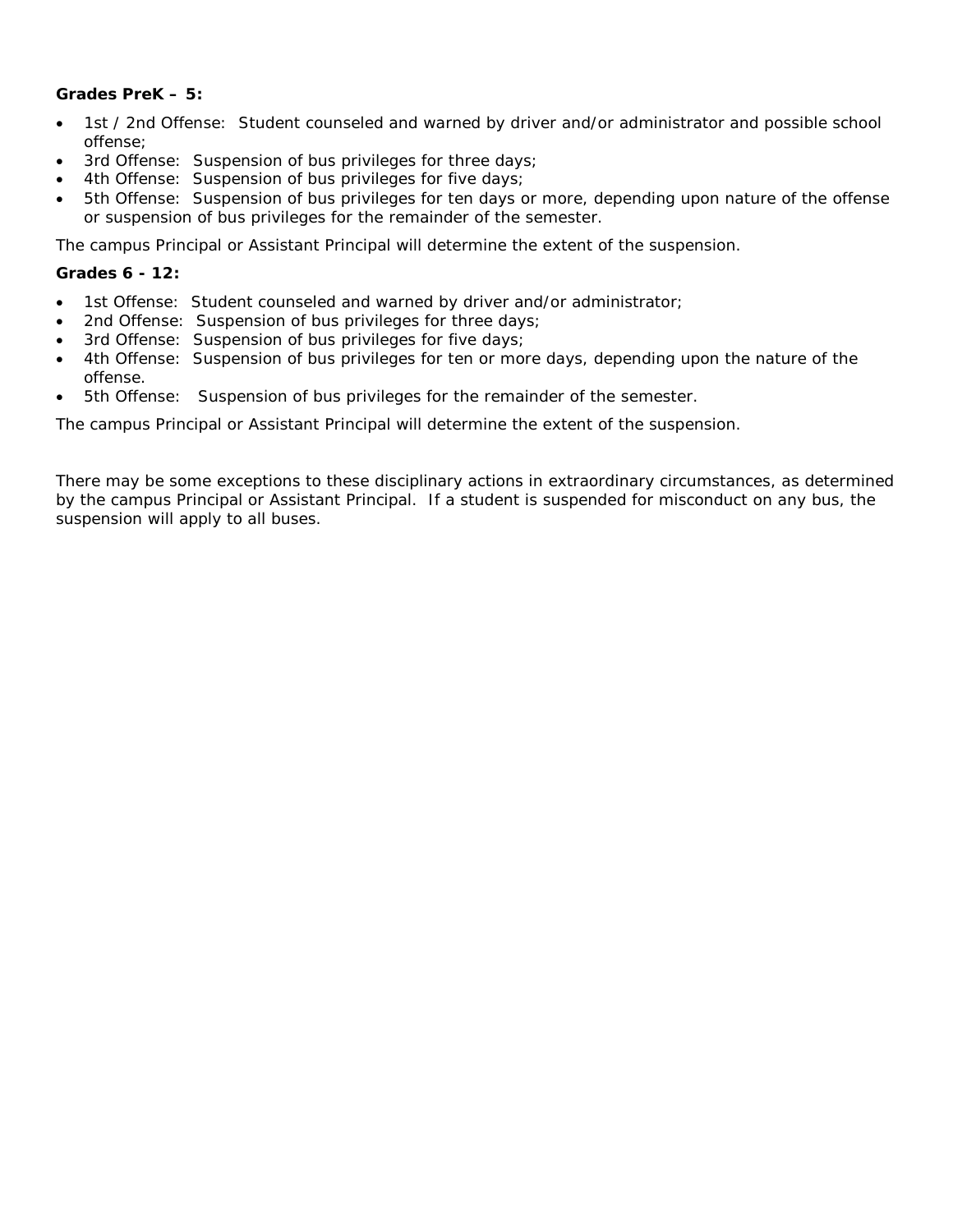**Grades PreK – 5:**

- 1st / 2nd Offense: Student counseled and warned by driver and/or administrator and possible school offense;
- 3rd Offense: Suspension of bus privileges for three days;
- 4th Offense: Suspension of bus privileges for five days;
- 5th Offense: Suspension of bus privileges for ten days or more, depending upon nature of the offense or suspension of bus privileges for the remainder of the semester.

The campus Principal or Assistant Principal will determine the extent of the suspension.

**Grades 6 - 12:**

- 1st Offense: Student counseled and warned by driver and/or administrator;
- 2nd Offense: Suspension of bus privileges for three days;
- 3rd Offense: Suspension of bus privileges for five days;
- 4th Offense: Suspension of bus privileges for ten or more days, depending upon the nature of the offense.
- 5th Offense: Suspension of bus privileges for the remainder of the semester.

The campus Principal or Assistant Principal will determine the extent of the suspension.

There may be some exceptions to these disciplinary actions in extraordinary circumstances, as determined by the campus Principal or Assistant Principal. If a student is suspended for misconduct on any bus, the suspension will apply to all buses.